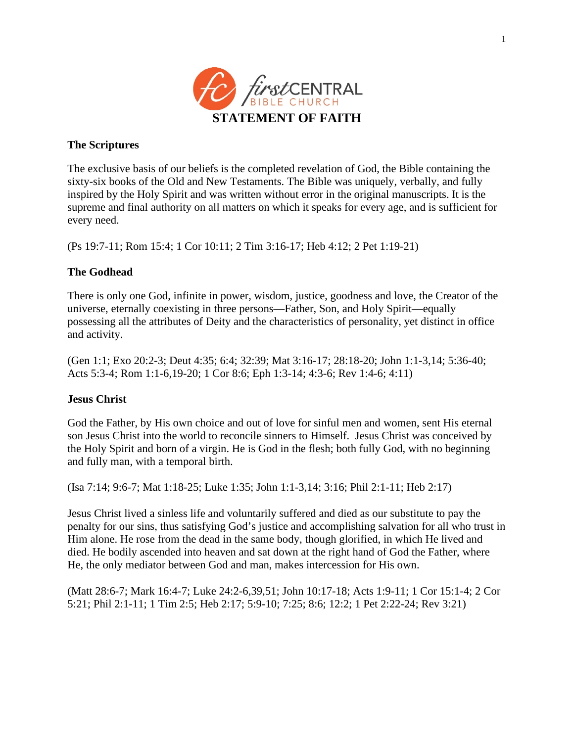firstCENTRAL BIBLE CHURCH

# STATEMENT OF FAITH

## The Scriptures

The exclusive basis of our beliefs is the completed revelation of God, the Bible containing the sixty-six books of the Old and New Testaments. The Bible was uniquely, verbally, and fully inspired by the Holy Spirit and was written without error in the original manuscripts. It is the supreme and final authority on all matters on which it speaks for every age, and is sufficient for every need.

(Ps 19:7-11; Rom 15:4; 1 Cor 10:11; 2 Tim 3:16-17; Heb 4:12; 2 Pet 1:19-21)

## The Godhead

There is only one God, infinite in power, wisdom, justice, goodness and love, the Creator of the universe, eternally coexisting in three persons—Father, Son, and Holy Spirit—equally possessing all the attributes of Deity and the characteristics of personality, yet distinct in office and activity.

(Gen 1:1; Exo 20:2-3; Deut 4:35; 6:4; 32:39; Mat 3:16-17; 28:18-20; John 1:1-3,14; 5:36-40; Acts 5:3-4; Rom 1:1-6,19-20; 1 Cor 8:6; Eph 1:3-14; 4:3-6; Rev 1:4-6; 4:11)

## Jesus Christ

God the Father, by His own choice and out of love for sinful men and women, sent His eternal son Jesus Christ into the world to reconcile sinners to Himself. Jesus Christ was conceived by the Holy Spirit and born of a virgin. He is God in the flesh; both fully God, with no beginning and fully man, with a temporal birth.

(Isa 7:14; 9:6-7; Mat 1:18-25; Luke 1:35; John 1:1-3,14; 3:16; Phil 2:1-11; Heb 2:17)

Jesus Christ lived a sinless life and voluntarily suffered and died as our substitute to pay the penalty for our sins, thus satisfying God's justice and accomplishing salvation for all who trust in Him alone. He rose from the dead in the same body, though glorified, in which He lived and died. He bodily ascended into heaven and sat down at the right hand of God the Father, where He, the only mediator between God and man, makes intercession for His own.

(Matt 28:6-7; Mark 16:4-7; Luke 24:2-6,39,51; John 10:17-18; Acts 1:9-11; 1 Cor 15:1-4; 2 Cor 5:21; Phil 2:1-11; 1 Tim 2:5; Heb 2:17; 5:9-10; 7:25; 8:6; 12:2; 1 Pet 2:22-24; Rev 3:21)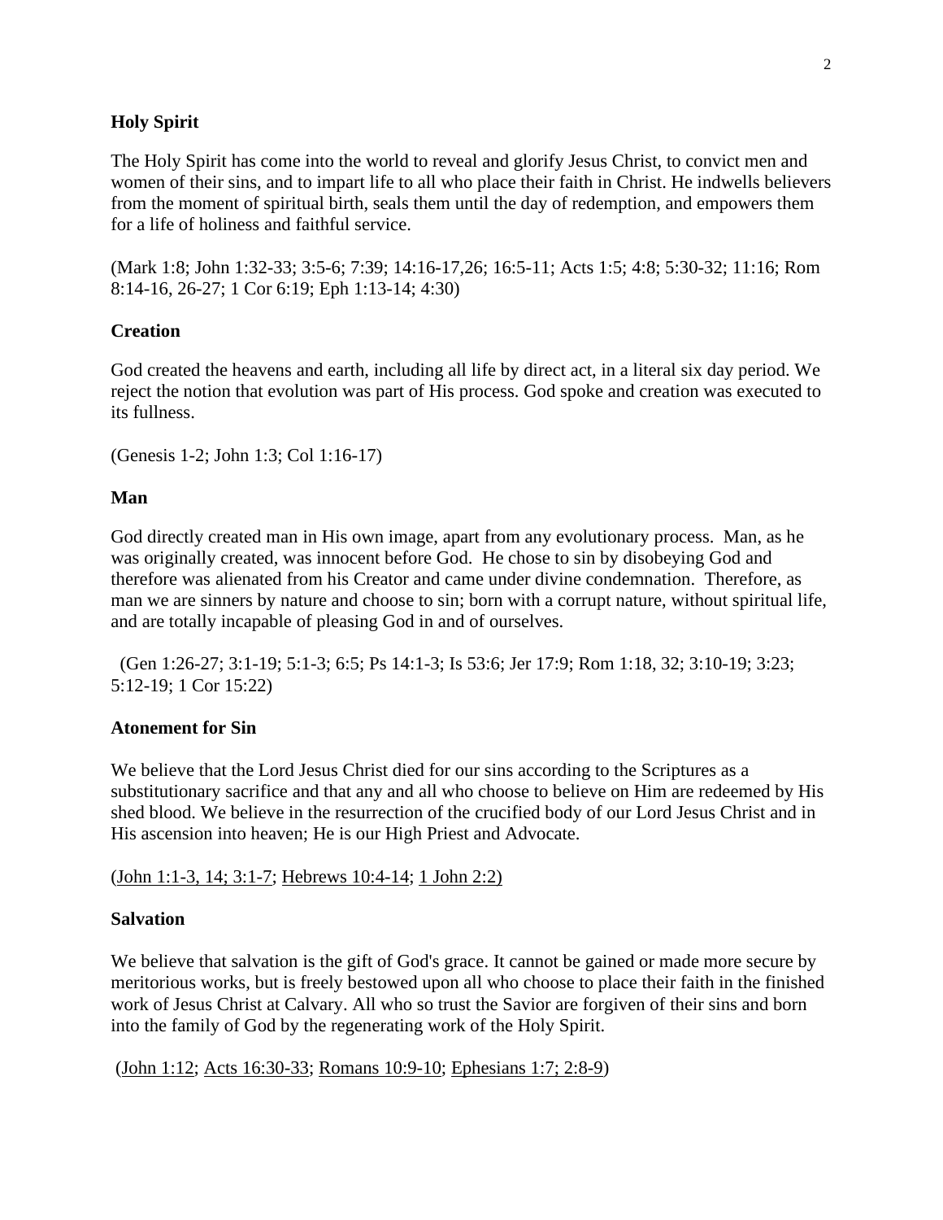**Holy Spirit**

The Holy Spirit has come into the world to reveal and glorify Jesus Christ, to convict men and women of their sins, and to impart life to all who place their faith in Christ. He indwells believers from the moment of spiritual birth, seals them until the day of redemption, and empowers them for a life of holiness and faithful service.

(Mark 1:8; John 1:32-33; 3:5-6; 7:39; 14:16-17,26; 16:5-11; Acts 1:5; 4:8; 5:30-32; 11:16; Rom 8:14-16, 26-27; 1 Cor 6:19; Eph 1:13-14; 4:30)

**Creation**

God created the heavens and earth, including all life by direct act, in a literal six day period. We reject the notion that evolution was part of His process. God spoke and creation was executed to its fullness.

(Genesis 1-2; John 1:3; Col 1:16-17)

**Man**

God directly created man in His own image, apart from any evolutionary process. Man, as he was originally created, was innocent before God. He chose to sin by disobeying God and therefore was alienated from his Creator and came under divine condemnation. Therefore, as man we are sinners by nature and choose to sin; born with a corrupt nature, without spiritual life, and are totally incapable of pleasing God in and of ourselves.

(Gen 1:26-27; 3:1-19; 5:1-3; 6:5; Ps 14:1-3; Is 53:6; Jer 17:9; Rom 1:18, 32; 3:10-19; 3:23; 5:12-19; 1 Cor 15:22)

**Atonement for Sin**

We believe that the Lord Jesus Christ died for our sins according to the Scriptures as a substitutionary sacrifice and that any and all who choose to believe on Him are redeemed by His shed blood. We believe in the resurrection of the crucified body of our Lord Jesus Christ and in His ascension into heaven; He is our High Priest and Advocate.

(John 1:1-3, 14; 3:1-7; Hebrews 10:4-14; 1 John 2:2)

**Salvation**

We believe that salvation is the gift of God's grace. It cannot be gained or made more secure by meritorious works, but is freely bestowed upon all who choose to place their faith in the finished work of Jesus Christ at Calvary. All who so trust the Savior are forgiven of their sins and born into the family of God by the regenerating work of the Holy Spirit.

(John 1:12; Acts 16:30-33; Romans 10:9-10; Ephesians 1:7; 2:8-9)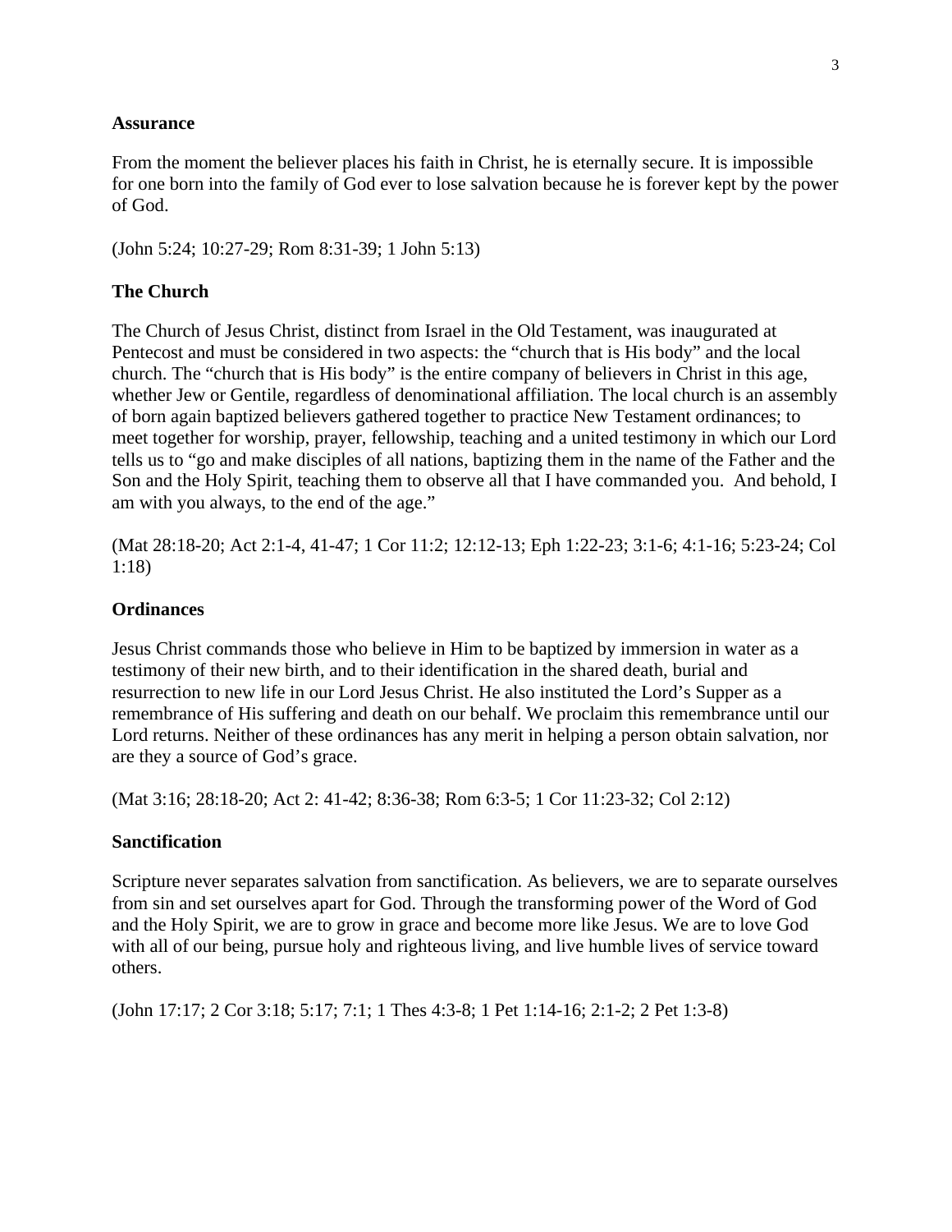**Assurance**

From the moment the believer places his faith in Christ, he is eternally secure. It is impossible for one born into the family of God ever to lose salvation because he is forever kept by the power of God.

(John 5:24; 10:27-29; Rom 8:31-39; 1 John 5:13)

**The Church**

The Church of Jesus Christ, distinct from Israel in the Old Testament, was inaugurated at Pentecost and must be considered in two aspects: the "church that is His body" and the local church. The "church that is His body" is the entire company of believers in Christ in this age, whether Jew or Gentile, regardless of denominational affiliation. The local church is an assembly of born again baptized believers gathered together to practice New Testament ordinances; to meet together for worship, prayer, fellowship, teaching and a united testimony in which our Lord tells us to "go and make disciples of all nations, baptizing them in the name of the Father and the Son and the Holy Spirit, teaching them to observe all that I have commanded you. And behold, I am with you always, to the end of the age."

(Mat 28:18-20; Act 2:1-4, 41-47; 1 Cor 11:2; 12:12-13; Eph 1:22-23; 3:1-6; 4:1-16; 5:23-24; Col 1:18)

**Ordinances**

Jesus Christ commands those who believe in Him to be baptized by immersion in water as a testimony of their new birth, and to their identification in the shared death, burial and resurrection to new life in our Lord Jesus Christ. He also instituted the Lord's Supper as a remembrance of His suffering and death on our behalf. We proclaim this remembrance until our Lord returns. Neither of these ordinances has any merit in helping a person obtain salvation, nor are they a source of God's grace.

(Mat 3:16; 28:18-20; Act 2: 41-42; 8:36-38; Rom 6:3-5; 1 Cor 11:23-32; Col 2:12)

**Sanctification**

Scripture never separates salvation from sanctification. As believers, we are to separate ourselves from sin and set ourselves apart for God. Through the transforming power of the Word of God and the Holy Spirit, we are to grow in grace and become more like Jesus. We are to love God with all of our being, pursue holy and righteous living, and live humble lives of service toward others.

(John 17:17; 2 Cor 3:18; 5:17; 7:1; 1 Thes 4:3-8; 1 Pet 1:14-16; 2:1-2; 2 Pet 1:3-8)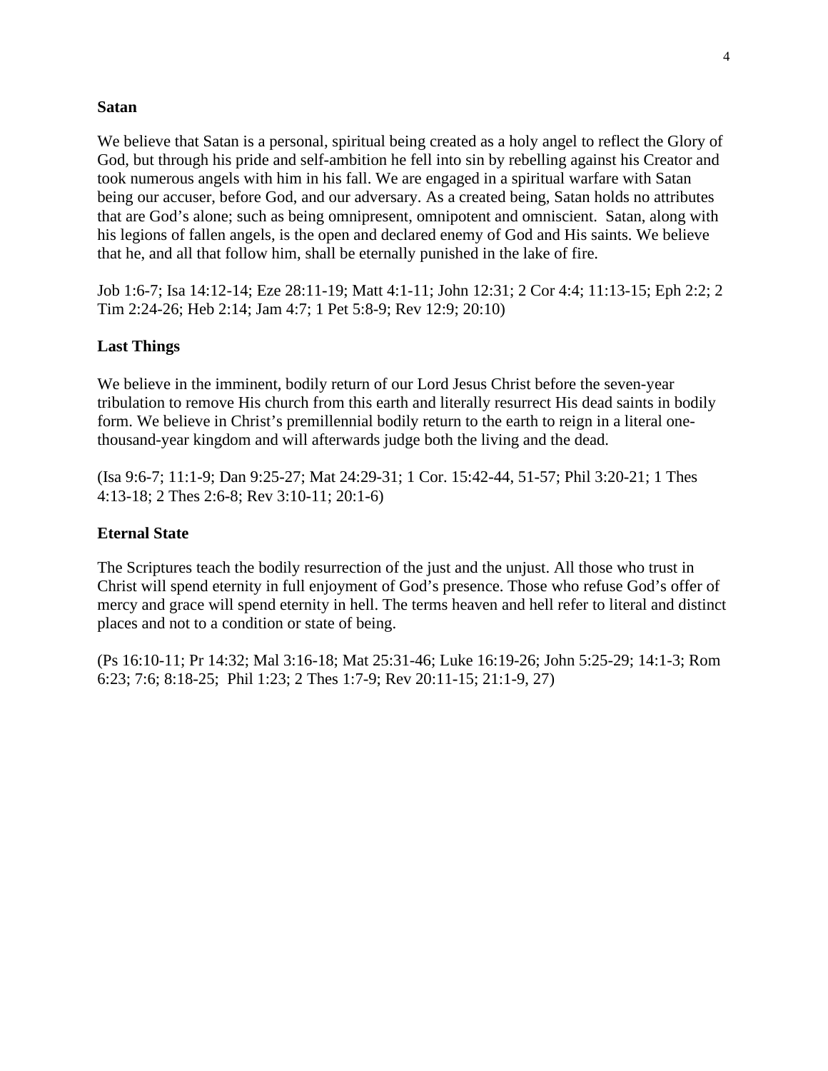**Satan**

We believe that Satan is a personal, spiritual being created as a holy angel to reflect the Glory of God, but through his pride and self-ambition he fell into sin by rebelling against his Creator and took numerous angels with him in his fall. We are engaged in a spiritual warfare with Satan being our accuser, before God, and our adversary. As a created being, Satan holds no attributes that are God's alone; such as being omnipresent, omnipotent and omniscient.  Satan, along with his legions of fallen angels, is the open and declared enemy of God and His saints. We believe that he, and all that follow him, shall be eternally punished in the lake of fire.

Job 1:6-7; Isa 14:12-14; Eze 28:11-19; Matt 4:1-11; John 12:31; 2 Cor 4:4; 11:13-15; Eph 2:2; 2 Tim 2:24-26; Heb 2:14; Jam 4:7; 1 Pet 5:8-9; Rev 12:9; 20:10)

**Last Things**

We believe in the imminent, bodily return of our Lord Jesus Christ before the seven-year tribulation to remove His church from this earth and literally resurrect His dead saints in bodily form. We believe in Christ's premillennial bodily return to the earth to reign in a literal one-thousand-year kingdom and will afterwards judge both the living and the dead.

(Isa 9:6-7; 11:1-9; Dan 9:25-27; Mat 24:29-31; 1 Cor. 15:42-44, 51-57; Phil 3:20-21; 1 Thes 4:13-18; 2 Thes 2:6-8; Rev 3:10-11; 20:1-6)

**Eternal State**

The Scriptures teach the bodily resurrection of the just and the unjust. All those who trust in Christ will spend eternity in full enjoyment of God's presence. Those who refuse God's offer of mercy and grace will spend eternity in hell. The terms heaven and hell refer to literal and distinct places and not to a condition or state of being.

(Ps 16:10-11; Pr 14:32; Mal 3:16-18; Mat 25:31-46; Luke 16:19-26; John 5:25-29; 14:1-3; Rom 6:23; 7:6; 8:18-25;  Phil 1:23; 2 Thes 1:7-9; Rev 20:11-15; 21:1-9, 27)